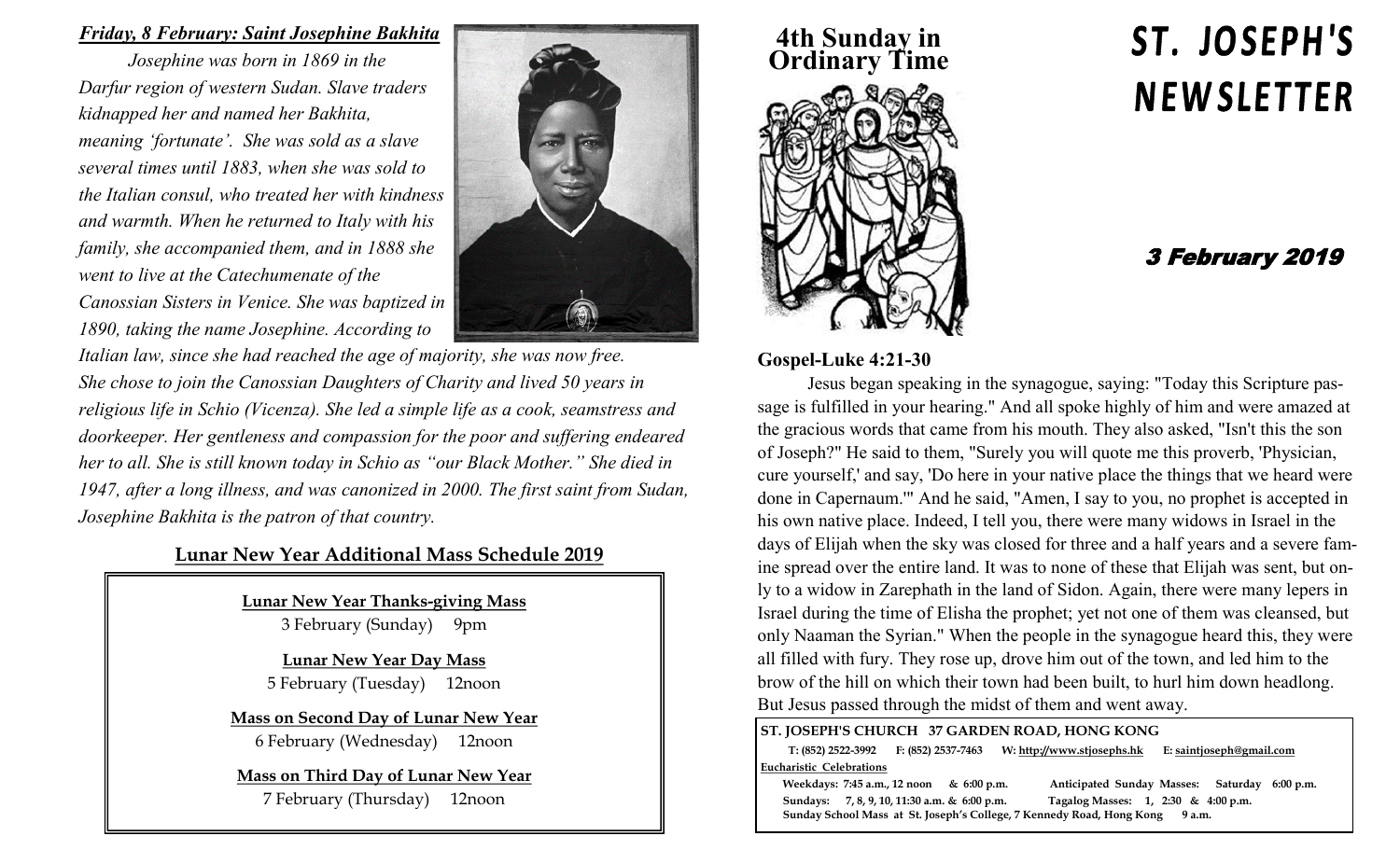***Friday, 8 February: Saint Josephine Bakhita***

*Josephine was born in 1869 in the Darfur region of western Sudan. Slave traders kidnapped her and named her Bakhita, meaning 'fortunate'. She was sold as a slave several times until 1883, when she was sold to the Italian consul, who treated her with kindness and warmth. When he returned to Italy with his family, she accompanied them, and in 1888 she went to live at the Catechumenate of the Canossian Sisters in Venice. She was baptized in 1890, taking the name Josephine. According to Italian law, since she had reached the age of majority, she was now free. She chose to join the Canossian Daughters of Charity and lived 50 years in religious life in Schio (Vicenza). She led a simple life as a cook, seamstress and doorkeeper. Her gentleness and compassion for the poor and suffering endeared her to all. She is still known today in Schio as "our Black Mother." She died in 1947, after a long illness, and was canonized in 2000. The first saint from Sudan, Josephine Bakhita is the patron of that country.*

## Lunar New Year Additional Mass Schedule 2019

**Lunar New Year Thanks-giving Mass**
3 February (Sunday) 9pm

**Lunar New Year Day Mass**
5 February (Tuesday) 12noon

**Mass on Second Day of Lunar New Year**
6 February (Wednesday) 12noon

**Mass on Third Day of Lunar New Year**
7 February (Thursday) 12noon

# ST. JOSEPH'S NEWSLETTER

## 4th Sunday in Ordinary Time

### 3 February 2019

### Gospel-Luke 4:21-30

Jesus began speaking in the synagogue, saying: "Today this Scripture passage is fulfilled in your hearing." And all spoke highly of him and were amazed at the gracious words that came from his mouth. They also asked, "Isn't this the son of Joseph?" He said to them, "Surely you will quote me this proverb, 'Physician, cure yourself,' and say, 'Do here in your native place the things that we heard were done in Capernaum.'" And he said, "Amen, I say to you, no prophet is accepted in his own native place. Indeed, I tell you, there were many widows in Israel in the days of Elijah when the sky was closed for three and a half years and a severe famine spread over the entire land. It was to none of these that Elijah was sent, but only to a widow in Zarephath in the land of Sidon. Again, there were many lepers in Israel during the time of Elisha the prophet; yet not one of them was cleansed, but only Naaman the Syrian." When the people in the synagogue heard this, they were all filled with fury. They rose up, drove him out of the town, and led him to the brow of the hill on which their town had been built, to hurl him down headlong. But Jesus passed through the midst of them and went away.

**ST. JOSEPH'S CHURCH 37 GARDEN ROAD, HONG KONG**
**T: (852) 2522-3992 F: (852) 2537-7463 W: http://www.stjosephs.hk E: saintjoseph@gmail.com**

**Eucharistic Celebrations**
**Weekdays: 7:45 a.m., 12 noon & 6:00 p.m.** **Anticipated Sunday Masses: Saturday 6:00 p.m.**
**Sundays: 7, 8, 9, 10, 11:30 a.m. & 6:00 p.m.** **Tagalog Masses: 1, 2:30 & 4:00 p.m.**
**Sunday School Mass at St. Joseph's College, 7 Kennedy Road, Hong Kong 9 a.m.**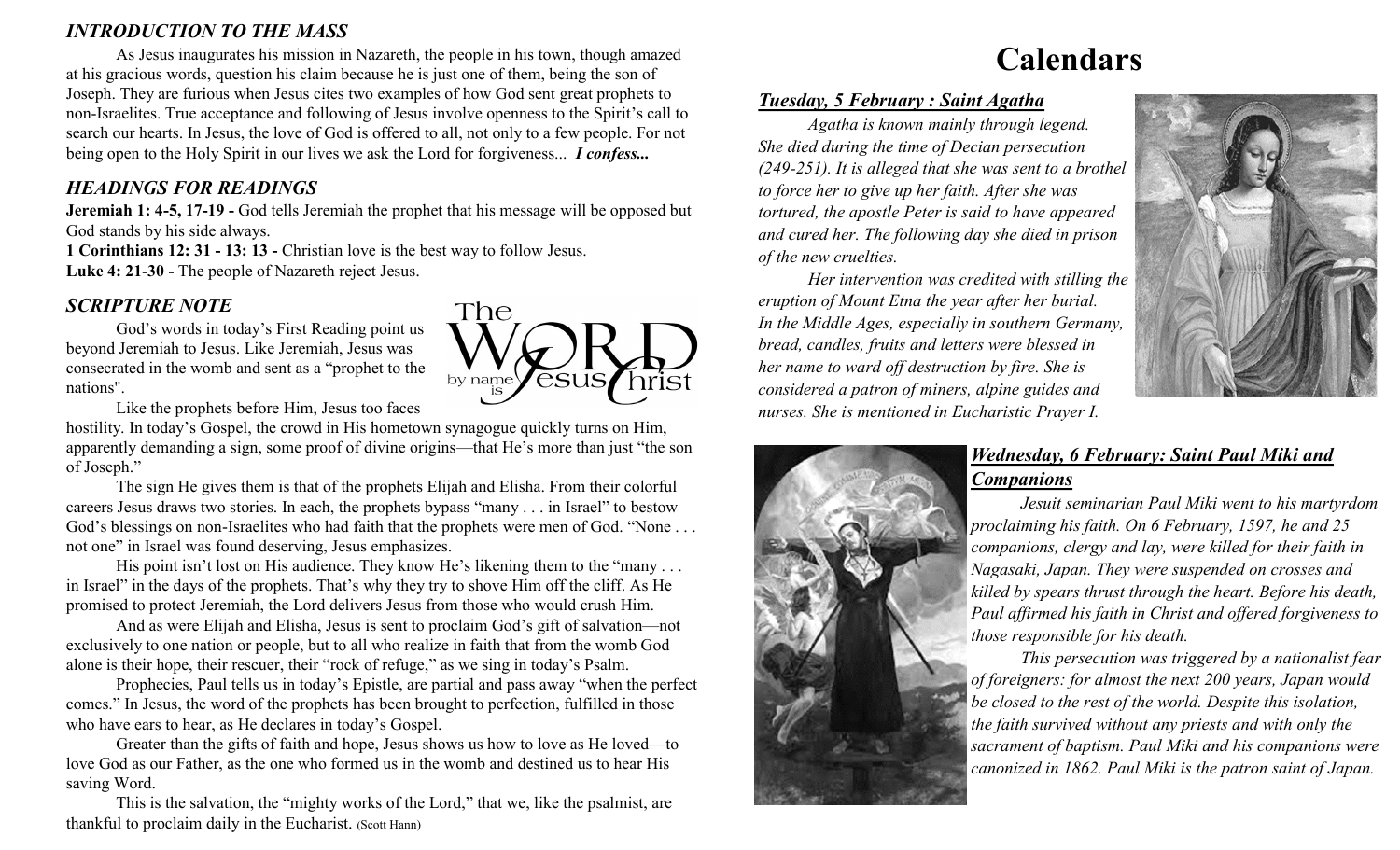## *INTRODUCTION TO THE MASS*

As Jesus inaugurates his mission in Nazareth, the people in his town, though amazed at his gracious words, question his claim because he is just one of them, being the son of Joseph. They are furious when Jesus cites two examples of how God sent great prophets to non-Israelites. True acceptance and following of Jesus involve openness to the Spirit's call to search our hearts. In Jesus, the love of God is offered to all, not only to a few people. For not being open to the Holy Spirit in our lives we ask the Lord for forgiveness... ***I confess...***

## *HEADINGS FOR READINGS*

**Jeremiah 1: 4-5, 17-19 -** God tells Jeremiah the prophet that his message will be opposed but God stands by his side always.

**1 Corinthians 12: 31 - 13: 13 -** Christian love is the best way to follow Jesus.

**Luke 4: 21-30 -** The people of Nazareth reject Jesus.

## *SCRIPTURE NOTE*

The WORD by name is Jesus Christ

God's words in today's First Reading point us beyond Jeremiah to Jesus. Like Jeremiah, Jesus was consecrated in the womb and sent as a "prophet to the nations".

Like the prophets before Him, Jesus too faces hostility. In today's Gospel, the crowd in His hometown synagogue quickly turns on Him, apparently demanding a sign, some proof of divine origins—that He's more than just "the son of Joseph."

The sign He gives them is that of the prophets Elijah and Elisha. From their colorful careers Jesus draws two stories. In each, the prophets bypass "many . . . in Israel" to bestow God's blessings on non-Israelites who had faith that the prophets were men of God. "None . . . not one" in Israel was found deserving, Jesus emphasizes.

His point isn't lost on His audience. They know He's likening them to the "many . . . in Israel" in the days of the prophets. That's why they try to shove Him off the cliff. As He promised to protect Jeremiah, the Lord delivers Jesus from those who would crush Him.

And as were Elijah and Elisha, Jesus is sent to proclaim God's gift of salvation—not exclusively to one nation or people, but to all who realize in faith that from the womb God alone is their hope, their rescuer, their "rock of refuge," as we sing in today's Psalm.

Prophecies, Paul tells us in today's Epistle, are partial and pass away "when the perfect comes." In Jesus, the word of the prophets has been brought to perfection, fulfilled in those who have ears to hear, as He declares in today's Gospel.

Greater than the gifts of faith and hope, Jesus shows us how to love as He loved—to love God as our Father, as the one who formed us in the womb and destined us to hear His saving Word.

This is the salvation, the "mighty works of the Lord," that we, like the psalmist, are thankful to proclaim daily in the Eucharist. (Scott Hann)

# Calendars

## ***Tuesday, 5 February : Saint Agatha***

*Agatha is known mainly through legend. She died during the time of Decian persecution (249-251). It is alleged that she was sent to a brothel to force her to give up her faith. After she was tortured, the apostle Peter is said to have appeared and cured her. The following day she died in prison of the new cruelties.*

*Her intervention was credited with stilling the eruption of Mount Etna the year after her burial. In the Middle Ages, especially in southern Germany, bread, candles, fruits and letters were blessed in her name to ward off destruction by fire. She is considered a patron of miners, alpine guides and nurses. She is mentioned in Eucharistic Prayer I.*

## ***Wednesday, 6 February: Saint Paul Miki and Companions***

*Jesuit seminarian Paul Miki went to his martyrdom proclaiming his faith. On 6 February, 1597, he and 25 companions, clergy and lay, were killed for their faith in Nagasaki, Japan. They were suspended on crosses and killed by spears thrust through the heart. Before his death, Paul affirmed his faith in Christ and offered forgiveness to those responsible for his death.*

*This persecution was triggered by a nationalist fear of foreigners: for almost the next 200 years, Japan would be closed to the rest of the world. Despite this isolation, the faith survived without any priests and with only the sacrament of baptism. Paul Miki and his companions were canonized in 1862. Paul Miki is the patron saint of Japan.*